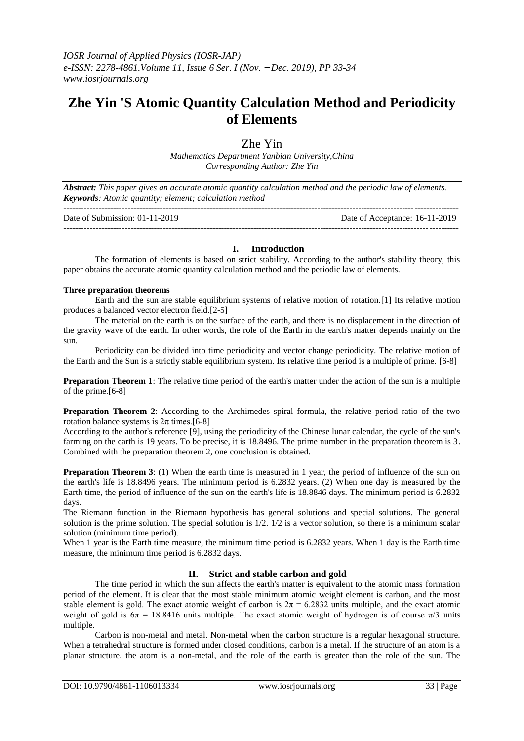# Zhe Yin 'S Atomic Quantity Calculation Method and Periodicity of Elements

Zhe Yin

*Mathematics Department Yanbian University,China*
*Corresponding Author: Zhe Yin*

***Abstract:*** *This paper gives an accurate atomic quantity calculation method and the periodic law of elements.*
***Keywords****: Atomic quantity; element; calculation method*

Date of Submission: 01-11-2019 Date of Acceptance: 16-11-2019

## I. Introduction

The formation of elements is based on strict stability. According to the author's stability theory, this paper obtains the accurate atomic quantity calculation method and the periodic law of elements.

**Three preparation theorems**

Earth and the sun are stable equilibrium systems of relative motion of rotation.[1] Its relative motion produces a balanced vector electron field.[2-5]

The material on the earth is on the surface of the earth, and there is no displacement in the direction of the gravity wave of the earth. In other words, the role of the Earth in the earth's matter depends mainly on the sun.

Periodicity can be divided into time periodicity and vector change periodicity. The relative motion of the Earth and the Sun is a strictly stable equilibrium system. Its relative time period is a multiple of prime. [6-8]

**Preparation Theorem 1**: The relative time period of the earth's matter under the action of the sun is a multiple of the prime.[6-8]

**Preparation Theorem 2**: According to the Archimedes spiral formula, the relative period ratio of the two rotation balance systems is $2\pi$ times.[6-8]

According to the author's reference [9], using the periodicity of the Chinese lunar calendar, the cycle of the sun's farming on the earth is 19 years. To be precise, it is 18.8496. The prime number in the preparation theorem is 3. Combined with the preparation theorem 2, one conclusion is obtained.

**Preparation Theorem 3**: (1) When the earth time is measured in 1 year, the period of influence of the sun on the earth's life is 18.8496 years. The minimum period is 6.2832 years. (2) When one day is measured by the Earth time, the period of influence of the sun on the earth's life is 18.8846 days. The minimum period is 6.2832 days.

The Riemann function in the Riemann hypothesis has general solutions and special solutions. The general solution is the prime solution. The special solution is 1/2. 1/2 is a vector solution, so there is a minimum scalar solution (minimum time period).

When 1 year is the Earth time measure, the minimum time period is 6.2832 years. When 1 day is the Earth time measure, the minimum time period is 6.2832 days.

## II. Strict and stable carbon and gold

The time period in which the sun affects the earth's matter is equivalent to the atomic mass formation period of the element. It is clear that the most stable minimum atomic weight element is carbon, and the most stable element is gold. The exact atomic weight of carbon is $2\pi = 6.2832$ units multiple, and the exact atomic weight of gold is $6\pi = 18.8416$ units multiple. The exact atomic weight of hydrogen is of course $\pi/3$ units multiple.

Carbon is non-metal and metal. Non-metal when the carbon structure is a regular hexagonal structure. When a tetrahedral structure is formed under closed conditions, carbon is a metal. If the structure of an atom is a planar structure, the atom is a non-metal, and the role of the earth is greater than the role of the sun. The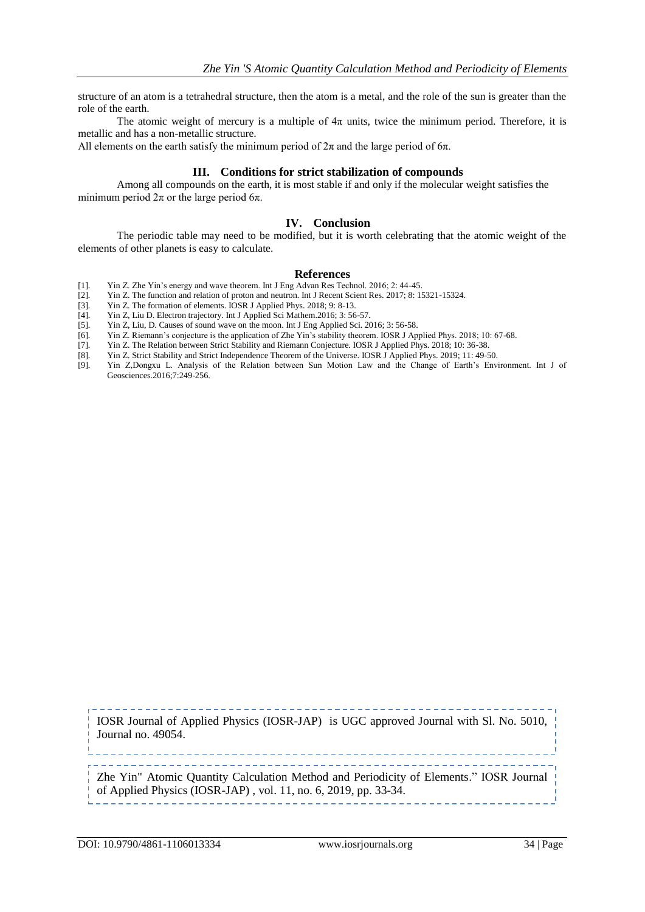structure of an atom is a tetrahedral structure, then the atom is a metal, and the role of the sun is greater than the role of the earth.

The atomic weight of mercury is a multiple of $4\pi$ units, twice the minimum period. Therefore, it is metallic and has a non-metallic structure.

All elements on the earth satisfy the minimum period of $2\pi$ and the large period of $6\pi$.

## III. Conditions for strict stabilization of compounds

Among all compounds on the earth, it is most stable if and only if the molecular weight satisfies the minimum period $2\pi$ or the large period $6\pi$.

## IV. Conclusion

The periodic table may need to be modified, but it is worth celebrating that the atomic weight of the elements of other planets is easy to calculate.

## References

[1]. Yin Z. Zhe Yin's energy and wave theorem. Int J Eng Advan Res Technol. 2016; 2: 44-45.
[2]. Yin Z. The function and relation of proton and neutron. Int J Recent Scient Res. 2017; 8: 15321-15324.
[3]. Yin Z. The formation of elements. IOSR J Applied Phys. 2018; 9: 8-13.
[4]. Yin Z, Liu D. Electron trajectory. Int J Applied Sci Mathem.2016; 3: 56-57.
[5]. Yin Z, Liu, D. Causes of sound wave on the moon. Int J Eng Applied Sci. 2016; 3: 56-58.
[6]. Yin Z. Riemann's conjecture is the application of Zhe Yin's stability theorem. IOSR J Applied Phys. 2018; 10: 67-68.
[7]. Yin Z. The Relation between Strict Stability and Riemann Conjecture. IOSR J Applied Phys. 2018; 10: 36-38.
[8]. Yin Z. Strict Stability and Strict Independence Theorem of the Universe. IOSR J Applied Phys. 2019; 11: 49-50.
[9]. Yin Z,Dongxu L. Analysis of the Relation between Sun Motion Law and the Change of Earth's Environment. Int J of Geosciences.2016;7:249-256.

IOSR Journal of Applied Physics (IOSR-JAP) is UGC approved Journal with Sl. No. 5010, Journal no. 49054.

Zhe Yin" Atomic Quantity Calculation Method and Periodicity of Elements." IOSR Journal of Applied Physics (IOSR-JAP) , vol. 11, no. 6, 2019, pp. 33-34.